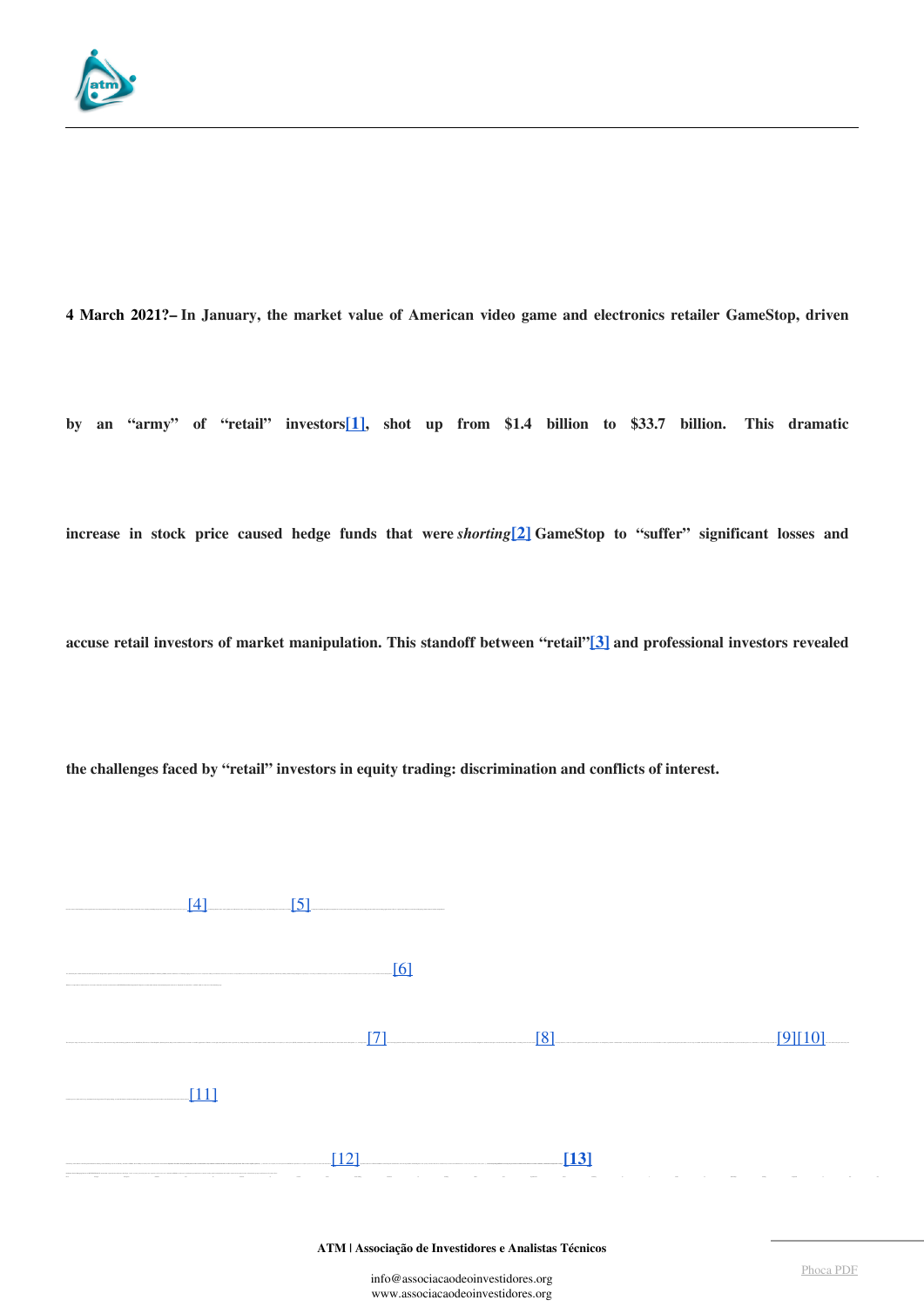**4 March 2021?– In January, the market value of American video game and electronics retailer GameStop, driven by an "army" of "retail" investors[1], shot up from $1.4 billion to $33.7 billion. This dramatic increase in stock price caused hedge funds that were *shorting*[2] GameStop to "suffer" significant losses and accuse retail investors of market manipulation. This standoff between "retail"[3] and professional investors revealed the challenges faced by "retail" investors in equity trading: discrimination and conflicts of interest.**

[4] [5]

[6]

[7] [8] [9][10]

[11]

[12] **[13]**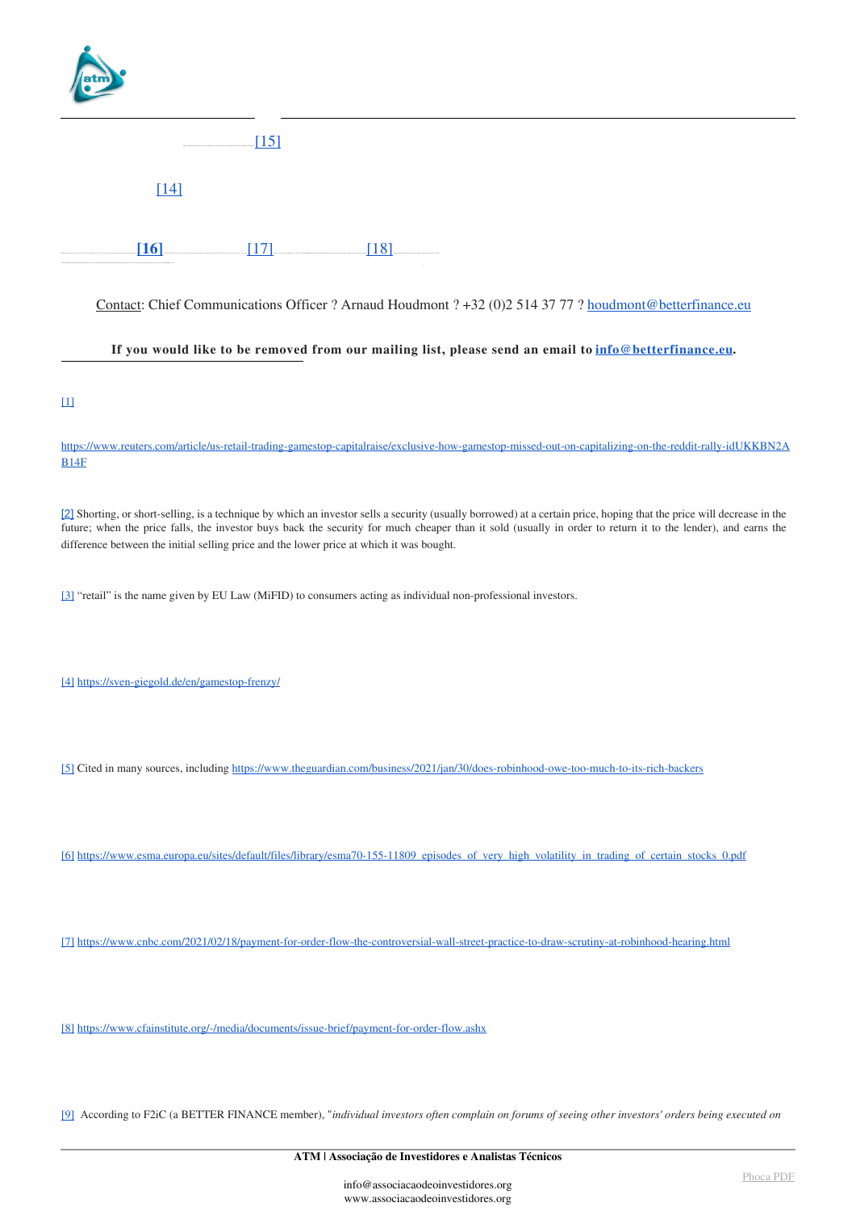[15]

[14]

**[16]** [17] [18]

Contact: Chief Communications Officer ? Arnaud Houdmont ? +32 (0)2 514 37 77 ? houdmont@betterfinance.eu

**If you would like to be removed from our mailing list, please send an email to info@betterfinance.eu.**

[1]

https://www.reuters.com/article/us-retail-trading-gamestop-capitalraise/exclusive-how-gamestop-missed-out-on-capitalizing-on-the-reddit-rally-idUKKBN2AB14F

[2] Shorting, or short-selling, is a technique by which an investor sells a security (usually borrowed) at a certain price, hoping that the price will decrease in the future; when the price falls, the investor buys back the security for much cheaper than it sold (usually in order to return it to the lender), and earns the difference between the initial selling price and the lower price at which it was bought.

[3] "retail" is the name given by EU Law (MiFID) to consumers acting as individual non-professional investors.

[4] https://sven-giegold.de/en/gamestop-frenzy/

[5] Cited in many sources, including https://www.theguardian.com/business/2021/jan/30/does-robinhood-owe-too-much-to-its-rich-backers

[6] https://www.esma.europa.eu/sites/default/files/library/esma70-155-11809_episodes_of_very_high_volatility_in_trading_of_certain_stocks_0.pdf

[7] https://www.cnbc.com/2021/02/18/payment-for-order-flow-the-controversial-wall-street-practice-to-draw-scrutiny-at-robinhood-hearing.html

[8] https://www.cfainstitute.org/-/media/documents/issue-brief/payment-for-order-flow.ashx

[9] According to F2iC (a BETTER FINANCE member), "*individual investors often complain on forums of seeing other investors' orders being executed on*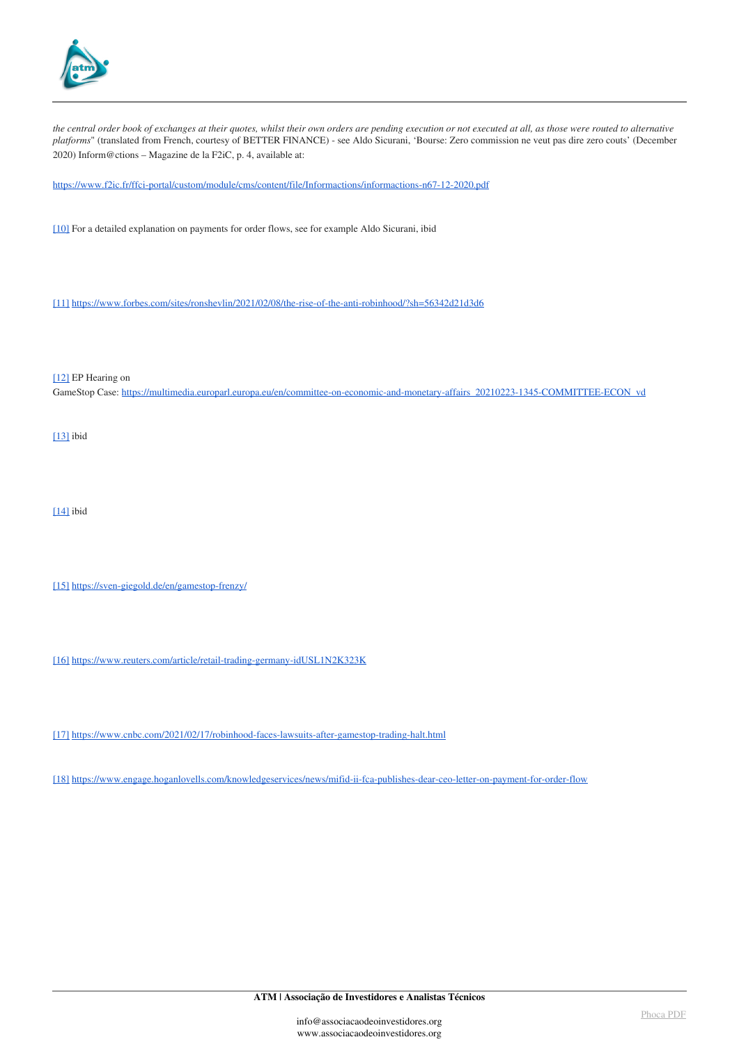*the central order book of exchanges at their quotes, whilst their own orders are pending execution or not executed at all, as those were routed to alternative platforms*" (translated from French, courtesy of BETTER FINANCE) - see Aldo Sicurani, 'Bourse: Zero commission ne veut pas dire zero couts' (December 2020) Inform@ctions – Magazine de la F2iC, p. 4, available at:

https://www.f2ic.fr/ffci-portal/custom/module/cms/content/file/Informactions/informactions-n67-12-2020.pdf

[10] For a detailed explanation on payments for order flows, see for example Aldo Sicurani, ibid

[11] https://www.forbes.com/sites/ronshevlin/2021/02/08/the-rise-of-the-anti-robinhood/?sh=56342d21d3d6

[12] EP Hearing on GameStop Case: https://multimedia.europarl.europa.eu/en/committee-on-economic-and-monetary-affairs_20210223-1345-COMMITTEE-ECON_vd

[13] ibid

[14] ibid

[15] https://sven-giegold.de/en/gamestop-frenzy/

[16] https://www.reuters.com/article/retail-trading-germany-idUSL1N2K323K

[17] https://www.cnbc.com/2021/02/17/robinhood-faces-lawsuits-after-gamestop-trading-halt.html

[18] https://www.engage.hoganlovells.com/knowledgeservices/news/mifid-ii-fca-publishes-dear-ceo-letter-on-payment-for-order-flow